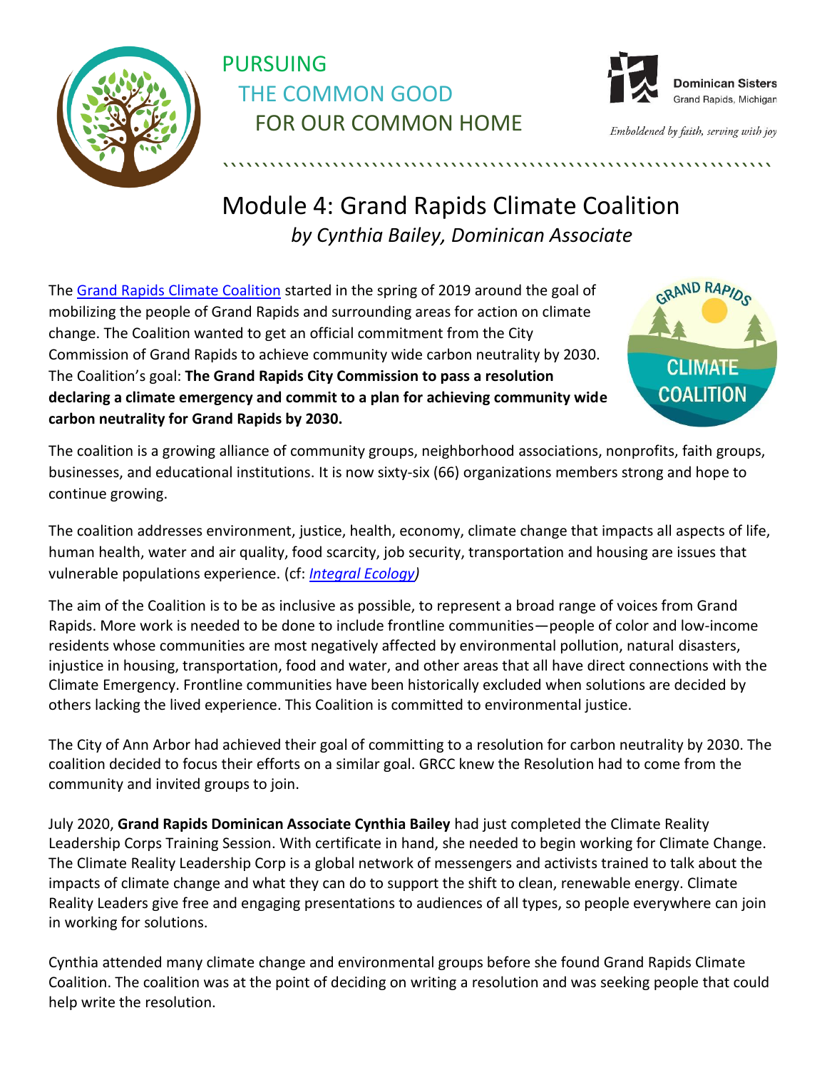PURSUING THE COMMON GOOD FOR OUR COMMON HOME

**Dominican Sisters**
Grand Rapids, Michigan

*Emboldened by faith, serving with joy*

# Module 4: Grand Rapids Climate Coalition

*by Cynthia Bailey, Dominican Associate*

The Grand Rapids Climate Coalition started in the spring of 2019 around the goal of mobilizing the people of Grand Rapids and surrounding areas for action on climate change. The Coalition wanted to get an official commitment from the City Commission of Grand Rapids to achieve community wide carbon neutrality by 2030. The Coalition's goal: **The Grand Rapids City Commission to pass a resolution declaring a climate emergency and commit to a plan for achieving community wide carbon neutrality for Grand Rapids by 2030.**

The coalition is a growing alliance of community groups, neighborhood associations, nonprofits, faith groups, businesses, and educational institutions. It is now sixty-six (66) organizations members strong and hope to continue growing.

The coalition addresses environment, justice, health, economy, climate change that impacts all aspects of life, human health, water and air quality, food scarcity, job security, transportation and housing are issues that vulnerable populations experience. (cf: *Integral Ecology)*

The aim of the Coalition is to be as inclusive as possible, to represent a broad range of voices from Grand Rapids. More work is needed to be done to include frontline communities—people of color and low-income residents whose communities are most negatively affected by environmental pollution, natural disasters, injustice in housing, transportation, food and water, and other areas that all have direct connections with the Climate Emergency. Frontline communities have been historically excluded when solutions are decided by others lacking the lived experience. This Coalition is committed to environmental justice.

The City of Ann Arbor had achieved their goal of committing to a resolution for carbon neutrality by 2030. The coalition decided to focus their efforts on a similar goal. GRCC knew the Resolution had to come from the community and invited groups to join.

July 2020, **Grand Rapids Dominican Associate Cynthia Bailey** had just completed the Climate Reality Leadership Corps Training Session. With certificate in hand, she needed to begin working for Climate Change. The Climate Reality Leadership Corp is a global network of messengers and activists trained to talk about the impacts of climate change and what they can do to support the shift to clean, renewable energy. Climate Reality Leaders give free and engaging presentations to audiences of all types, so people everywhere can join in working for solutions.

Cynthia attended many climate change and environmental groups before she found Grand Rapids Climate Coalition. The coalition was at the point of deciding on writing a resolution and was seeking people that could help write the resolution.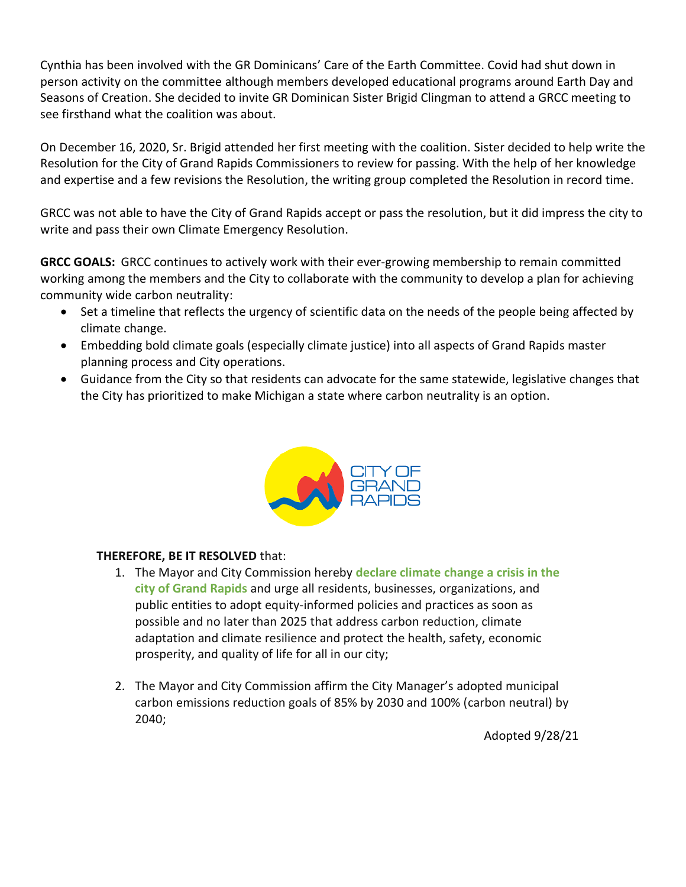Cynthia has been involved with the GR Dominicans' Care of the Earth Committee. Covid had shut down in person activity on the committee although members developed educational programs around Earth Day and Seasons of Creation. She decided to invite GR Dominican Sister Brigid Clingman to attend a GRCC meeting to see firsthand what the coalition was about.

On December 16, 2020, Sr. Brigid attended her first meeting with the coalition. Sister decided to help write the Resolution for the City of Grand Rapids Commissioners to review for passing. With the help of her knowledge and expertise and a few revisions the Resolution, the writing group completed the Resolution in record time.

GRCC was not able to have the City of Grand Rapids accept or pass the resolution, but it did impress the city to write and pass their own Climate Emergency Resolution.

**GRCC GOALS:** GRCC continues to actively work with their ever-growing membership to remain committed working among the members and the City to collaborate with the community to develop a plan for achieving community wide carbon neutrality:

- Set a timeline that reflects the urgency of scientific data on the needs of the people being affected by climate change.
- Embedding bold climate goals (especially climate justice) into all aspects of Grand Rapids master planning process and City operations.
- Guidance from the City so that residents can advocate for the same statewide, legislative changes that the City has prioritized to make Michigan a state where carbon neutrality is an option.

CITY OF GRAND RAPIDS

**THEREFORE, BE IT RESOLVED** that:

1. The Mayor and City Commission hereby **declare climate change a crisis in the city of Grand Rapids** and urge all residents, businesses, organizations, and public entities to adopt equity-informed policies and practices as soon as possible and no later than 2025 that address carbon reduction, climate adaptation and climate resilience and protect the health, safety, economic prosperity, and quality of life for all in our city;

2. The Mayor and City Commission affirm the City Manager's adopted municipal carbon emissions reduction goals of 85% by 2030 and 100% (carbon neutral) by 2040;

Adopted 9/28/21